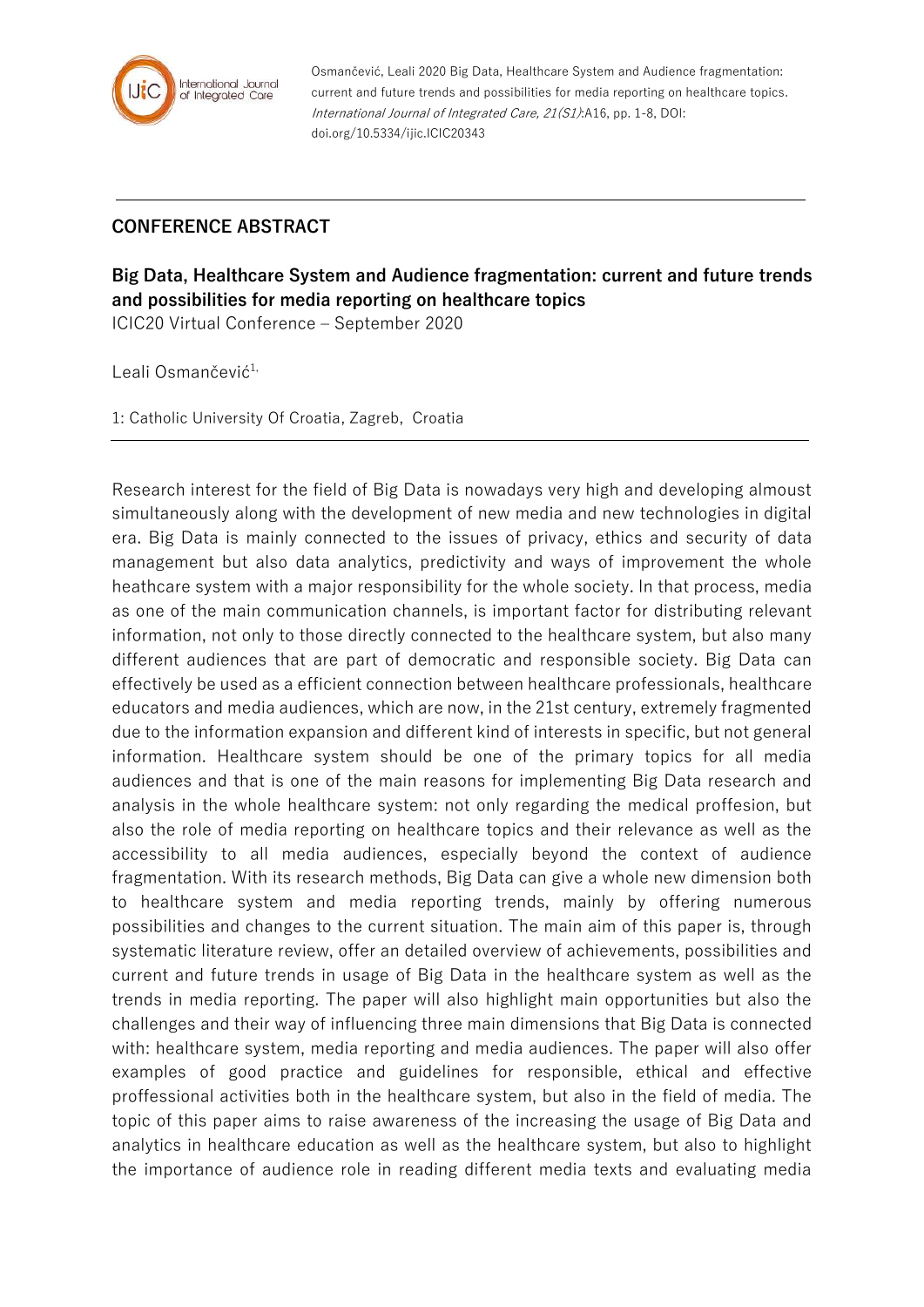Osmančević, Leali 2020 Big Data, Healthcare System and Audience fragmentation: current and future trends and possibilities for media reporting on healthcare topics. *International Journal of Integrated Care, 21(S1)*:A16, pp. 1-8, DOI: doi.org/10.5334/ijic.ICIC20343

---

## CONFERENCE ABSTRACT

## Big Data, Healthcare System and Audience fragmentation: current and future trends and possibilities for media reporting on healthcare topics

ICIC20 Virtual Conference – September 2020

Leali Osmančević[1,]

1: Catholic University Of Croatia, Zagreb, Croatia

---

Research interest for the field of Big Data is nowadays very high and developing almoust simultaneously along with the development of new media and new technologies in digital era. Big Data is mainly connected to the issues of privacy, ethics and security of data management but also data analytics, predictivity and ways of improvement the whole heathcare system with a major responsibility for the whole society. In that process, media as one of the main communication channels, is important factor for distributing relevant information, not only to those directly connected to the healthcare system, but also many different audiences that are part of democratic and responsible society. Big Data can effectively be used as a efficient connection between healthcare professionals, healthcare educators and media audiences, which are now, in the 21st century, extremely fragmented due to the information expansion and different kind of interests in specific, but not general information. Healthcare system should be one of the primary topics for all media audiences and that is one of the main reasons for implementing Big Data research and analysis in the whole healthcare system: not only regarding the medical proffesion, but also the role of media reporting on healthcare topics and their relevance as well as the accessibility to all media audiences, especially beyond the context of audience fragmentation. With its research methods, Big Data can give a whole new dimension both to healthcare system and media reporting trends, mainly by offering numerous possibilities and changes to the current situation. The main aim of this paper is, through systematic literature review, offer an detailed overview of achievements, possibilities and current and future trends in usage of Big Data in the healthcare system as well as the trends in media reporting. The paper will also highlight main opportunities but also the challenges and their way of influencing three main dimensions that Big Data is connected with: healthcare system, media reporting and media audiences. The paper will also offer examples of good practice and guidelines for responsible, ethical and effective proffessional activities both in the healthcare system, but also in the field of media. The topic of this paper aims to raise awareness of the increasing the usage of Big Data and analytics in healthcare education as well as the healthcare system, but also to highlight the importance of audience role in reading different media texts and evaluating media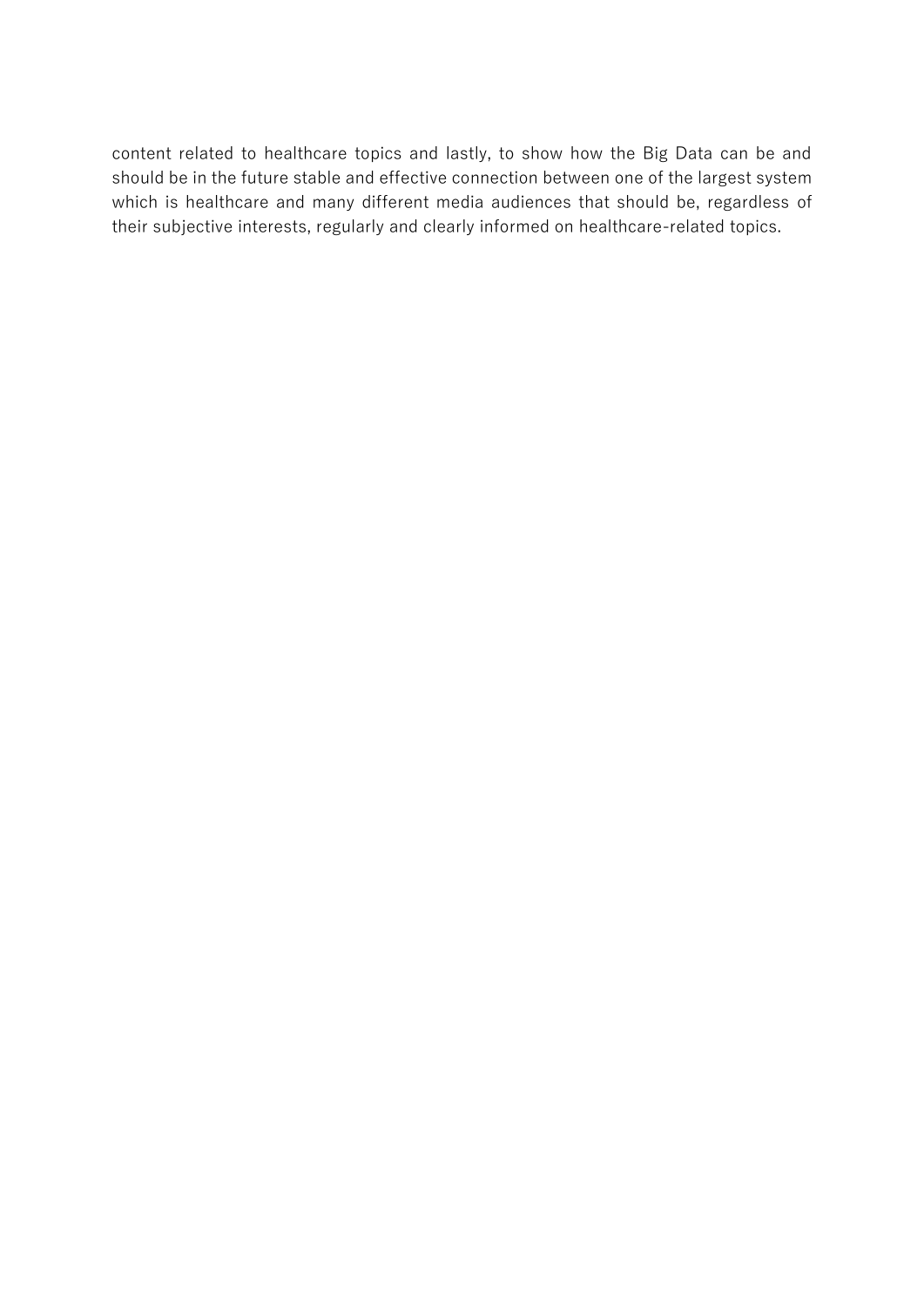content related to healthcare topics and lastly, to show how the Big Data can be and should be in the future stable and effective connection between one of the largest system which is healthcare and many different media audiences that should be, regardless of their subjective interests, regularly and clearly informed on healthcare-related topics.